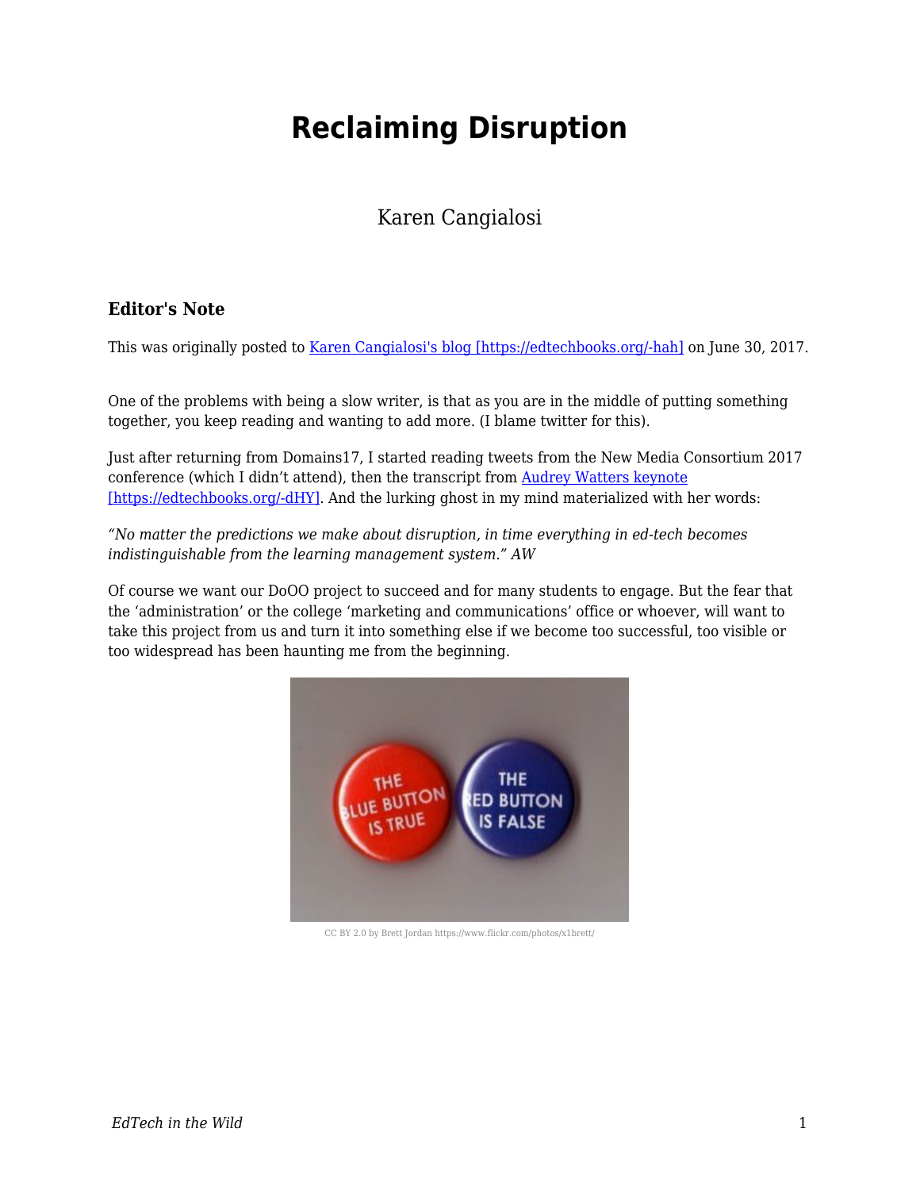# Reclaiming Disruption

Karen Cangialosi

### Editor's Note

This was originally posted to [Karen Cangialosi's blog [https://edtechbooks.org/-hah]](https://edtechbooks.org/-hah) on June 30, 2017.

One of the problems with being a slow writer, is that as you are in the middle of putting something together, you keep reading and wanting to add more. (I blame twitter for this).

Just after returning from Domains17, I started reading tweets from the New Media Consortium 2017 conference (which I didn't attend), then the transcript from [Audrey Watters keynote [https://edtechbooks.org/-dHY]](https://edtechbooks.org/-dHY). And the lurking ghost in my mind materialized with her words:

*"No matter the predictions we make about disruption, in time everything in ed-tech becomes indistinguishable from the learning management system." AW*

Of course we want our DoOO project to succeed and for many students to engage. But the fear that the 'administration' or the college 'marketing and communications' office or whoever, will want to take this project from us and turn it into something else if we become too successful, too visible or too widespread has been haunting me from the beginning.

CC BY 2.0 by Brett Jordan https://www.flickr.com/photos/x1brett/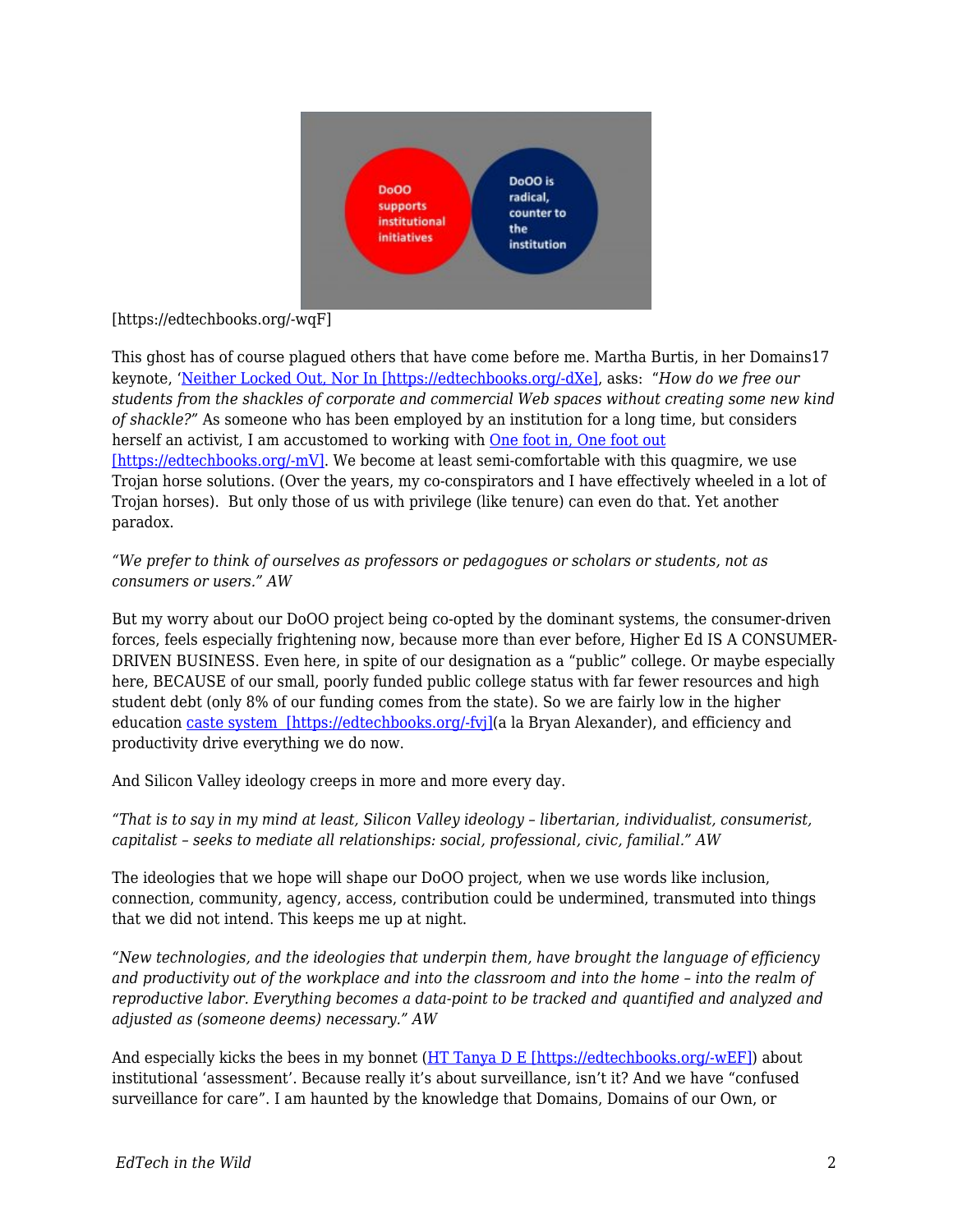[https://edtechbooks.org/-wqF]

This ghost has of course plagued others that have come before me. Martha Burtis, in her Domains17 keynote, '[Neither Locked Out, Nor In [https://edtechbooks.org/-dXe]](https://edtechbooks.org/-dXe), asks: *"How do we free our students from the shackles of corporate and commercial Web spaces without creating some new kind of shackle?"* As someone who has been employed by an institution for a long time, but considers herself an activist, I am accustomed to working with [One foot in, One foot out [https://edtechbooks.org/-mV]](https://edtechbooks.org/-mV). We become at least semi-comfortable with this quagmire, we use Trojan horse solutions. (Over the years, my co-conspirators and I have effectively wheeled in a lot of Trojan horses). But only those of us with privilege (like tenure) can even do that. Yet another paradox.

*"We prefer to think of ourselves as professors or pedagogues or scholars or students, not as consumers or users." AW*

But my worry about our DoOO project being co-opted by the dominant systems, the consumer-driven forces, feels especially frightening now, because more than ever before, Higher Ed IS A CONSUMER-DRIVEN BUSINESS. Even here, in spite of our designation as a "public" college. Or maybe especially here, BECAUSE of our small, poorly funded public college status with far fewer resources and high student debt (only 8% of our funding comes from the state). So we are fairly low in the higher education [caste system [https://edtechbooks.org/-fvj]](https://edtechbooks.org/-fvj)(a la Bryan Alexander), and efficiency and productivity drive everything we do now.

And Silicon Valley ideology creeps in more and more every day.

*"That is to say in my mind at least, Silicon Valley ideology – libertarian, individualist, consumerist, capitalist – seeks to mediate all relationships: social, professional, civic, familial." AW*

The ideologies that we hope will shape our DoOO project, when we use words like inclusion, connection, community, agency, access, contribution could be undermined, transmuted into things that we did not intend. This keeps me up at night.

*"New technologies, and the ideologies that underpin them, have brought the language of efficiency and productivity out of the workplace and into the classroom and into the home – into the realm of reproductive labor. Everything becomes a data-point to be tracked and quantified and analyzed and adjusted as (someone deems) necessary." AW*

And especially kicks the bees in my bonnet ([HT Tanya D E [https://edtechbooks.org/-wEF]](https://edtechbooks.org/-wEF)) about institutional 'assessment'. Because really it's about surveillance, isn't it? And we have "confused surveillance for care". I am haunted by the knowledge that Domains, Domains of our Own, or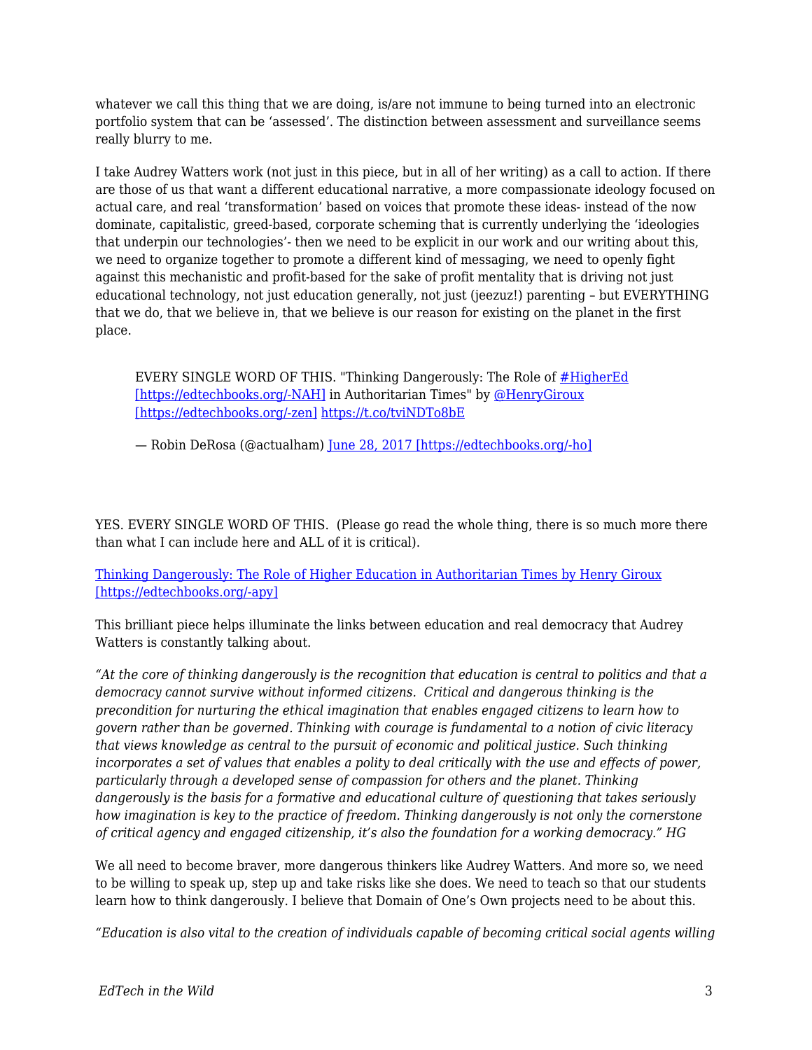whatever we call this thing that we are doing, is/are not immune to being turned into an electronic portfolio system that can be 'assessed'. The distinction between assessment and surveillance seems really blurry to me.

I take Audrey Watters work (not just in this piece, but in all of her writing) as a call to action. If there are those of us that want a different educational narrative, a more compassionate ideology focused on actual care, and real 'transformation' based on voices that promote these ideas- instead of the now dominate, capitalistic, greed-based, corporate scheming that is currently underlying the 'ideologies that underpin our technologies'- then we need to be explicit in our work and our writing about this, we need to organize together to promote a different kind of messaging, we need to openly fight against this mechanistic and profit-based for the sake of profit mentality that is driving not just educational technology, not just education generally, not just (jeezuz!) parenting – but EVERYTHING that we do, that we believe in, that we believe is our reason for existing on the planet in the first place.

> EVERY SINGLE WORD OF THIS. "Thinking Dangerously: The Role of [#HigherEd [https://edtechbooks.org/-NAH]] in Authoritarian Times" by [@HenryGiroux [https://edtechbooks.org/-zen]] https://t.co/tviNDTo8bE
>
> — Robin DeRosa (@actualham) [June 28, 2017 [https://edtechbooks.org/-ho]]

YES. EVERY SINGLE WORD OF THIS. (Please go read the whole thing, there is so much more there than what I can include here and ALL of it is critical).

[Thinking Dangerously: The Role of Higher Education in Authoritarian Times by Henry Giroux [https://edtechbooks.org/-apy]]

This brilliant piece helps illuminate the links between education and real democracy that Audrey Watters is constantly talking about.

*"At the core of thinking dangerously is the recognition that education is central to politics and that a democracy cannot survive without informed citizens. Critical and dangerous thinking is the precondition for nurturing the ethical imagination that enables engaged citizens to learn how to govern rather than be governed. Thinking with courage is fundamental to a notion of civic literacy that views knowledge as central to the pursuit of economic and political justice. Such thinking incorporates a set of values that enables a polity to deal critically with the use and effects of power, particularly through a developed sense of compassion for others and the planet. Thinking dangerously is the basis for a formative and educational culture of questioning that takes seriously how imagination is key to the practice of freedom. Thinking dangerously is not only the cornerstone of critical agency and engaged citizenship, it's also the foundation for a working democracy." HG*

We all need to become braver, more dangerous thinkers like Audrey Watters. And more so, we need to be willing to speak up, step up and take risks like she does. We need to teach so that our students learn how to think dangerously. I believe that Domain of One's Own projects need to be about this.

*"Education is also vital to the creation of individuals capable of becoming critical social agents willing*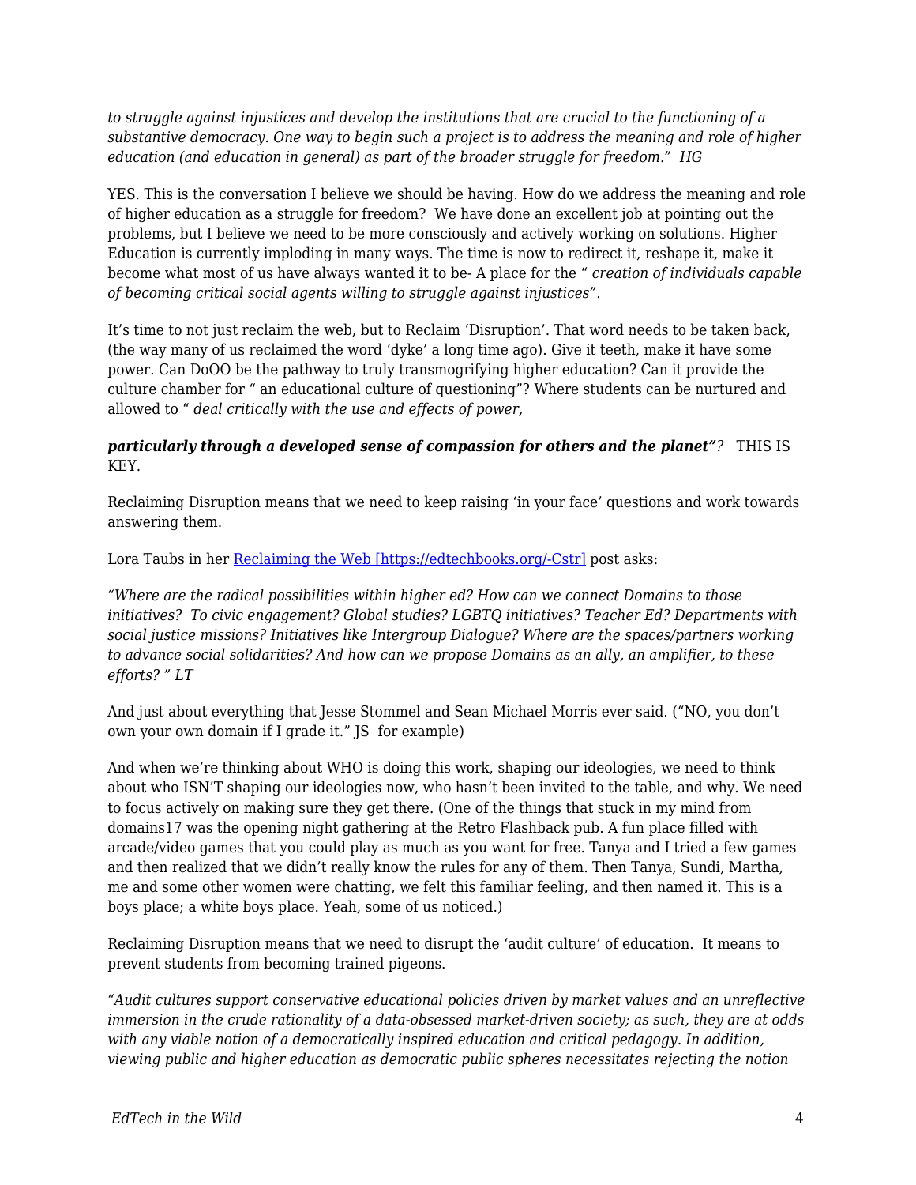*to struggle against injustices and develop the institutions that are crucial to the functioning of a substantive democracy. One way to begin such a project is to address the meaning and role of higher education (and education in general) as part of the broader struggle for freedom." HG*

YES. This is the conversation I believe we should be having. How do we address the meaning and role of higher education as a struggle for freedom? We have done an excellent job at pointing out the problems, but I believe we need to be more consciously and actively working on solutions. Higher Education is currently imploding in many ways. The time is now to redirect it, reshape it, make it become what most of us have always wanted it to be- A place for the " *creation of individuals capable of becoming critical social agents willing to struggle against injustices".*

It's time to not just reclaim the web, but to Reclaim 'Disruption'. That word needs to be taken back, (the way many of us reclaimed the word 'dyke' a long time ago). Give it teeth, make it have some power. Can DoOO be the pathway to truly transmogrifying higher education? Can it provide the culture chamber for " an educational culture of questioning"? Where students can be nurtured and allowed to " *deal critically with the use and effects of power,*

***particularly through a developed sense of compassion for others and the planet"****?* THIS IS KEY.

Reclaiming Disruption means that we need to keep raising 'in your face' questions and work towards answering them.

Lora Taubs in her [Reclaiming the Web [https://edtechbooks.org/-Cstr]](https://edtechbooks.org/-Cstr) post asks:

*"Where are the radical possibilities within higher ed? How can we connect Domains to those initiatives? To civic engagement? Global studies? LGBTQ initiatives? Teacher Ed? Departments with social justice missions? Initiatives like Intergroup Dialogue? Where are the spaces/partners working to advance social solidarities? And how can we propose Domains as an ally, an amplifier, to these efforts? " LT*

And just about everything that Jesse Stommel and Sean Michael Morris ever said. ("NO, you don't own your own domain if I grade it." JS for example)

And when we're thinking about WHO is doing this work, shaping our ideologies, we need to think about who ISN'T shaping our ideologies now, who hasn't been invited to the table, and why. We need to focus actively on making sure they get there. (One of the things that stuck in my mind from domains17 was the opening night gathering at the Retro Flashback pub. A fun place filled with arcade/video games that you could play as much as you want for free. Tanya and I tried a few games and then realized that we didn't really know the rules for any of them. Then Tanya, Sundi, Martha, me and some other women were chatting, we felt this familiar feeling, and then named it. This is a boys place; a white boys place. Yeah, some of us noticed.)

Reclaiming Disruption means that we need to disrupt the 'audit culture' of education. It means to prevent students from becoming trained pigeons.

*"Audit cultures support conservative educational policies driven by market values and an unreflective immersion in the crude rationality of a data-obsessed market-driven society; as such, they are at odds with any viable notion of a democratically inspired education and critical pedagogy. In addition, viewing public and higher education as democratic public spheres necessitates rejecting the notion*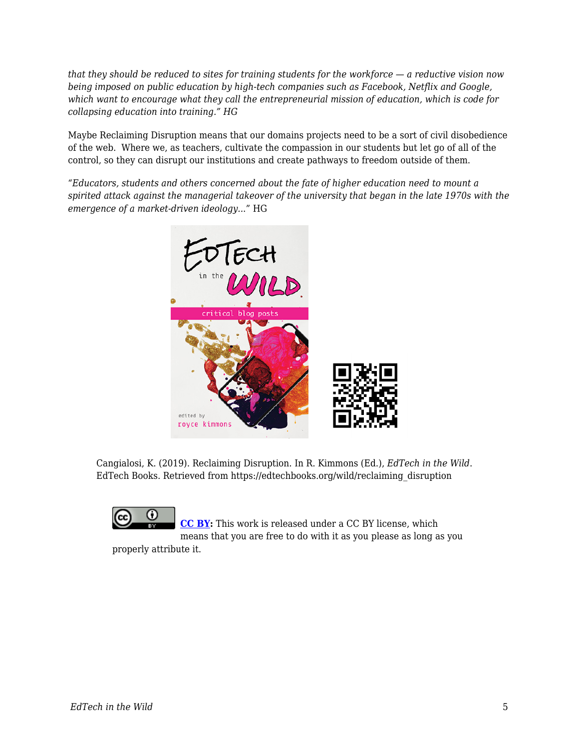*that they should be reduced to sites for training students for the workforce — a reductive vision now being imposed on public education by high-tech companies such as Facebook, Netflix and Google, which want to encourage what they call the entrepreneurial mission of education, which is code for collapsing education into training." HG*

Maybe Reclaiming Disruption means that our domains projects need to be a sort of civil disobedience of the web. Where we, as teachers, cultivate the compassion in our students but let go of all of the control, so they can disrupt our institutions and create pathways to freedom outside of them.

*"Educators, students and others concerned about the fate of higher education need to mount a spirited attack against the managerial takeover of the university that began in the late 1970s with the emergence of a market-driven ideology..."* HG

Cangialosi, K. (2019). Reclaiming Disruption. In R. Kimmons (Ed.), *EdTech in the Wild*. EdTech Books. Retrieved from https://edtechbooks.org/wild/reclaiming_disruption

**CC BY:** This work is released under a CC BY license, which means that you are free to do with it as you please as long as you properly attribute it.